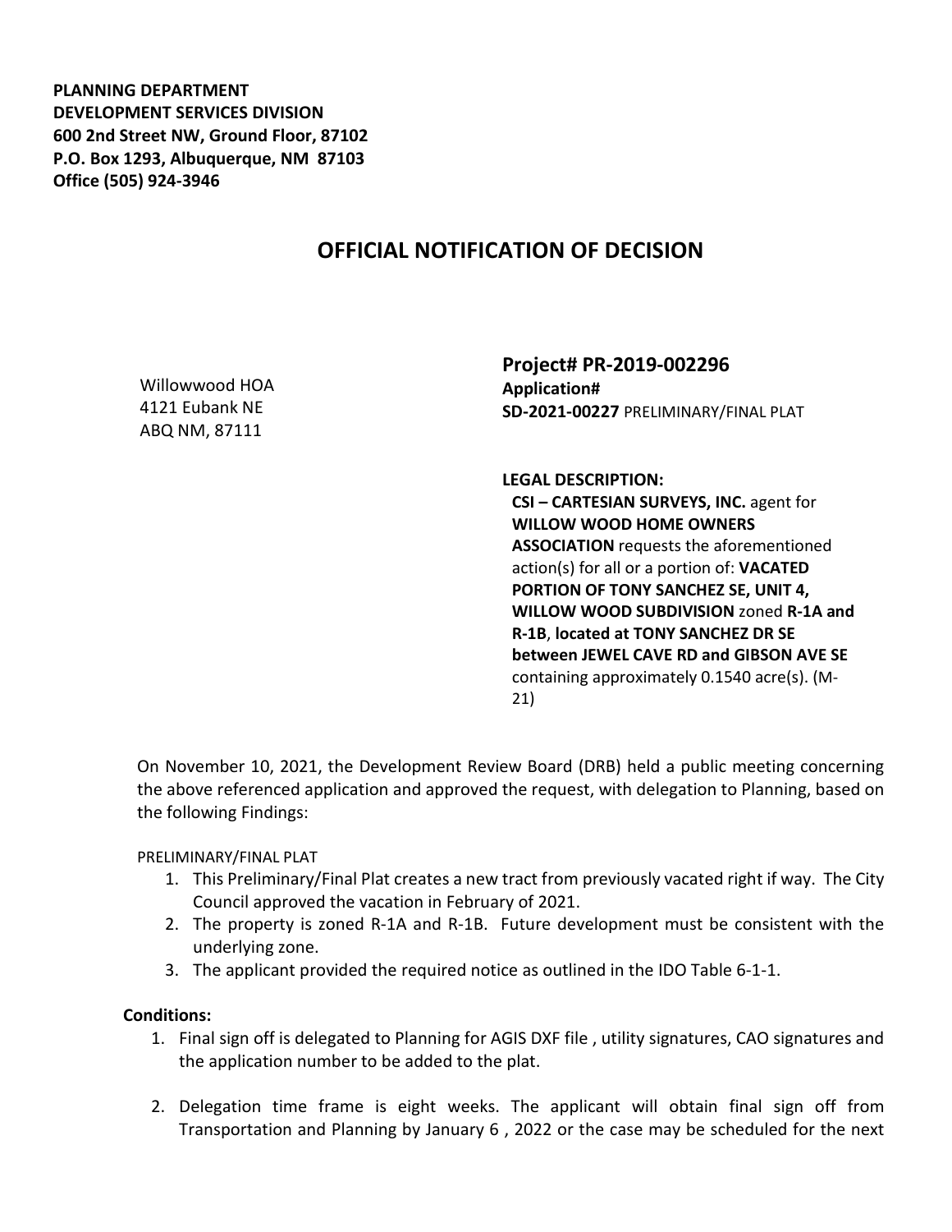**PLANNING DEPARTMENT**
**DEVELOPMENT SERVICES DIVISION**
**600 2nd Street NW, Ground Floor, 87102**
**P.O. Box 1293, Albuquerque, NM 87103**
**Office (505) 924-3946**

# OFFICIAL NOTIFICATION OF DECISION

Willowwood HOA
4121 Eubank NE
ABQ NM, 87111

**Project# PR-2019-002296**
**Application#**
**SD-2021-00227** PRELIMINARY/FINAL PLAT

**LEGAL DESCRIPTION:**
**CSI – CARTESIAN SURVEYS, INC.** agent for **WILLOW WOOD HOME OWNERS ASSOCIATION** requests the aforementioned action(s) for all or a portion of: **VACATED PORTION OF TONY SANCHEZ SE, UNIT 4, WILLOW WOOD SUBDIVISION** zoned **R-1A and R-1B**, **located at TONY SANCHEZ DR SE between JEWEL CAVE RD and GIBSON AVE SE** containing approximately 0.1540 acre(s). (M-21)

On November 10, 2021, the Development Review Board (DRB) held a public meeting concerning the above referenced application and approved the request, with delegation to Planning, based on the following Findings:

PRELIMINARY/FINAL PLAT

1. This Preliminary/Final Plat creates a new tract from previously vacated right if way. The City Council approved the vacation in February of 2021.
2. The property is zoned R-1A and R-1B. Future development must be consistent with the underlying zone.
3. The applicant provided the required notice as outlined in the IDO Table 6-1-1.

**Conditions:**

1. Final sign off is delegated to Planning for AGIS DXF file , utility signatures, CAO signatures and the application number to be added to the plat.
2. Delegation time frame is eight weeks. The applicant will obtain final sign off from Transportation and Planning by January 6 , 2022 or the case may be scheduled for the next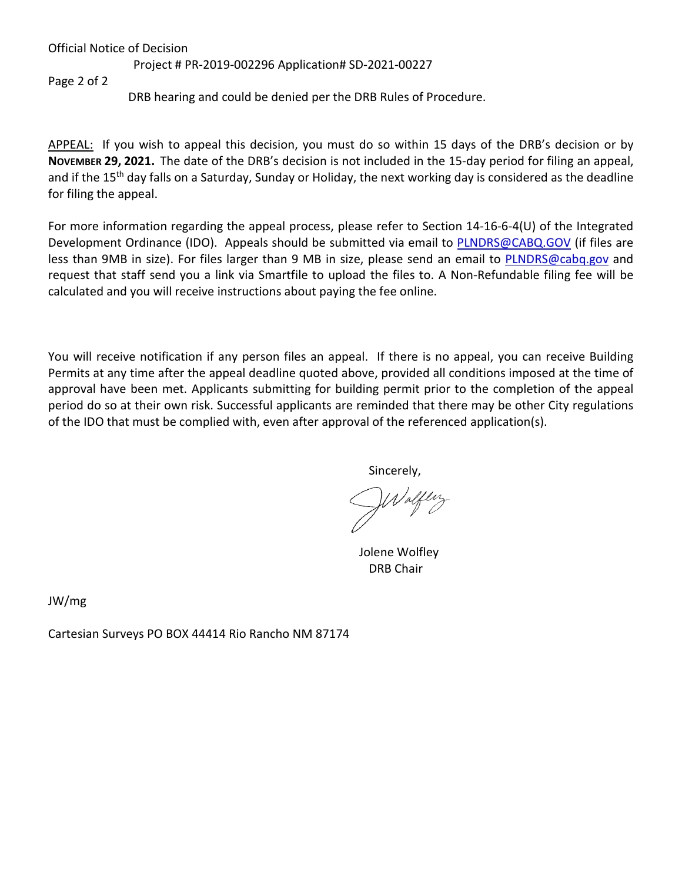DRB hearing and could be denied per the DRB Rules of Procedure.

APPEAL: If you wish to appeal this decision, you must do so within 15 days of the DRB's decision or by **NOVEMBER 29, 2021.** The date of the DRB's decision is not included in the 15-day period for filing an appeal, and if the 15th day falls on a Saturday, Sunday or Holiday, the next working day is considered as the deadline for filing the appeal.

For more information regarding the appeal process, please refer to Section 14-16-6-4(U) of the Integrated Development Ordinance (IDO). Appeals should be submitted via email to PLNDRS@CABQ.GOV (if files are less than 9MB in size). For files larger than 9 MB in size, please send an email to PLNDRS@cabq.gov and request that staff send you a link via Smartfile to upload the files to. A Non-Refundable filing fee will be calculated and you will receive instructions about paying the fee online.

You will receive notification if any person files an appeal. If there is no appeal, you can receive Building Permits at any time after the appeal deadline quoted above, provided all conditions imposed at the time of approval have been met. Applicants submitting for building permit prior to the completion of the appeal period do so at their own risk. Successful applicants are reminded that there may be other City regulations of the IDO that must be complied with, even after approval of the referenced application(s).

Sincerely,

Jolene Wolfley
DRB Chair

JW/mg

Cartesian Surveys PO BOX 44414 Rio Rancho NM 87174